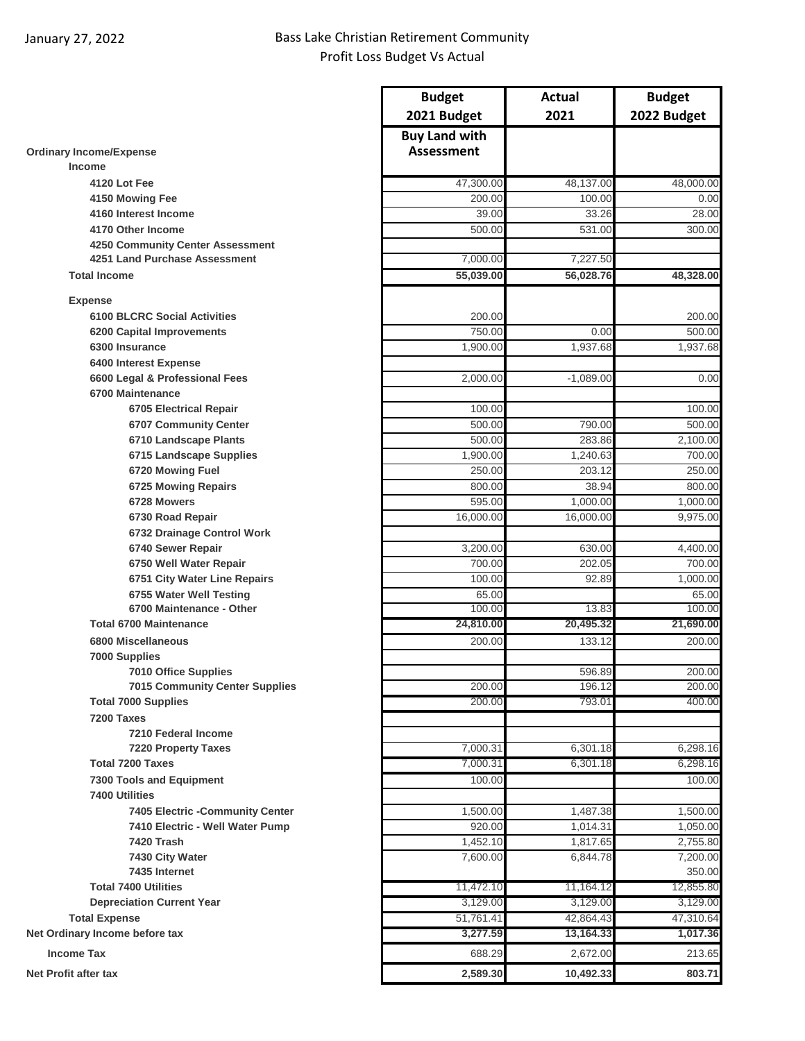January 27, 2022

Bass Lake Christian Retirement Community
Profit Loss Budget Vs Actual

| | Budget 2021 Budget | Actual 2021 | Budget 2022 Budget |
|---|---|---|---|
| **Ordinary Income/Expense** | **Buy Land with Assessment** | | |
| **Income** | | | |
| 4120 Lot Fee | 47,300.00 | 48,137.00 | 48,000.00 |
| 4150 Mowing Fee | 200.00 | 100.00 | 0.00 |
| 4160 Interest Income | 39.00 | 33.26 | 28.00 |
| 4170 Other Income | 500.00 | 531.00 | 300.00 |
| 4250 Community Center Assessment | | | |
| 4251 Land Purchase Assessment | 7,000.00 | 7,227.50 | |
| **Total Income** | **55,039.00** | **56,028.76** | **48,328.00** |
| **Expense** | | | |
| 6100 BLCRC Social Activities | 200.00 | | 200.00 |
| 6200 Capital Improvements | 750.00 | 0.00 | 500.00 |
| 6300 Insurance | 1,900.00 | 1,937.68 | 1,937.68 |
| 6400 Interest Expense | | | |
| 6600 Legal & Professional Fees | 2,000.00 | -1,089.00 | 0.00 |
| 6700 Maintenance | | | |
| 6705 Electrical Repair | 100.00 | | 100.00 |
| 6707 Community Center | 500.00 | 790.00 | 500.00 |
| 6710 Landscape Plants | 500.00 | 283.86 | 2,100.00 |
| 6715 Landscape Supplies | 1,900.00 | 1,240.63 | 700.00 |
| 6720 Mowing Fuel | 250.00 | 203.12 | 250.00 |
| 6725 Mowing Repairs | 800.00 | 38.94 | 800.00 |
| 6728 Mowers | 595.00 | 1,000.00 | 1,000.00 |
| 6730 Road Repair | 16,000.00 | 16,000.00 | 9,975.00 |
| 6732 Drainage Control Work | | | |
| 6740 Sewer Repair | 3,200.00 | 630.00 | 4,400.00 |
| 6750 Well Water Repair | 700.00 | 202.05 | 700.00 |
| 6751 City Water Line Repairs | 100.00 | 92.89 | 1,000.00 |
| 6755 Water Well Testing | 65.00 | | 65.00 |
| 6700 Maintenance - Other | 100.00 | 13.83 | 100.00 |
| **Total 6700 Maintenance** | **24,810.00** | **20,495.32** | **21,690.00** |
| 6800 Miscellaneous | 200.00 | 133.12 | 200.00 |
| 7000 Supplies | | | |
| 7010 Office Supplies | | 596.89 | 200.00 |
| 7015 Community Center Supplies | 200.00 | 196.12 | 200.00 |
| Total 7000 Supplies | 200.00 | 793.01 | 400.00 |
| 7200 Taxes | | | |
| 7210 Federal Income | | | |
| 7220 Property Taxes | 7,000.31 | 6,301.18 | 6,298.16 |
| Total 7200 Taxes | 7,000.31 | 6,301.18 | 6,298.16 |
| 7300 Tools and Equipment | 100.00 | | 100.00 |
| 7400 Utilities | | | |
| 7405 Electric -Community Center | 1,500.00 | 1,487.38 | 1,500.00 |
| 7410 Electric - Well Water Pump | 920.00 | 1,014.31 | 1,050.00 |
| 7420 Trash | 1,452.10 | 1,817.65 | 2,755.80 |
| 7430 City Water | 7,600.00 | 6,844.78 | 7,200.00 |
| 7435 Internet | | | 350.00 |
| Total 7400 Utilities | 11,472.10 | 11,164.12 | 12,855.80 |
| Depreciation Current Year | 3,129.00 | 3,129.00 | 3,129.00 |
| Total Expense | 51,761.41 | 42,864.43 | 47,310.64 |
| **Net Ordinary Income before tax** | **3,277.59** | **13,164.33** | **1,017.36** |
| Income Tax | 688.29 | 2,672.00 | 213.65 |
| **Net Profit after tax** | **2,589.30** | **10,492.33** | **803.71** |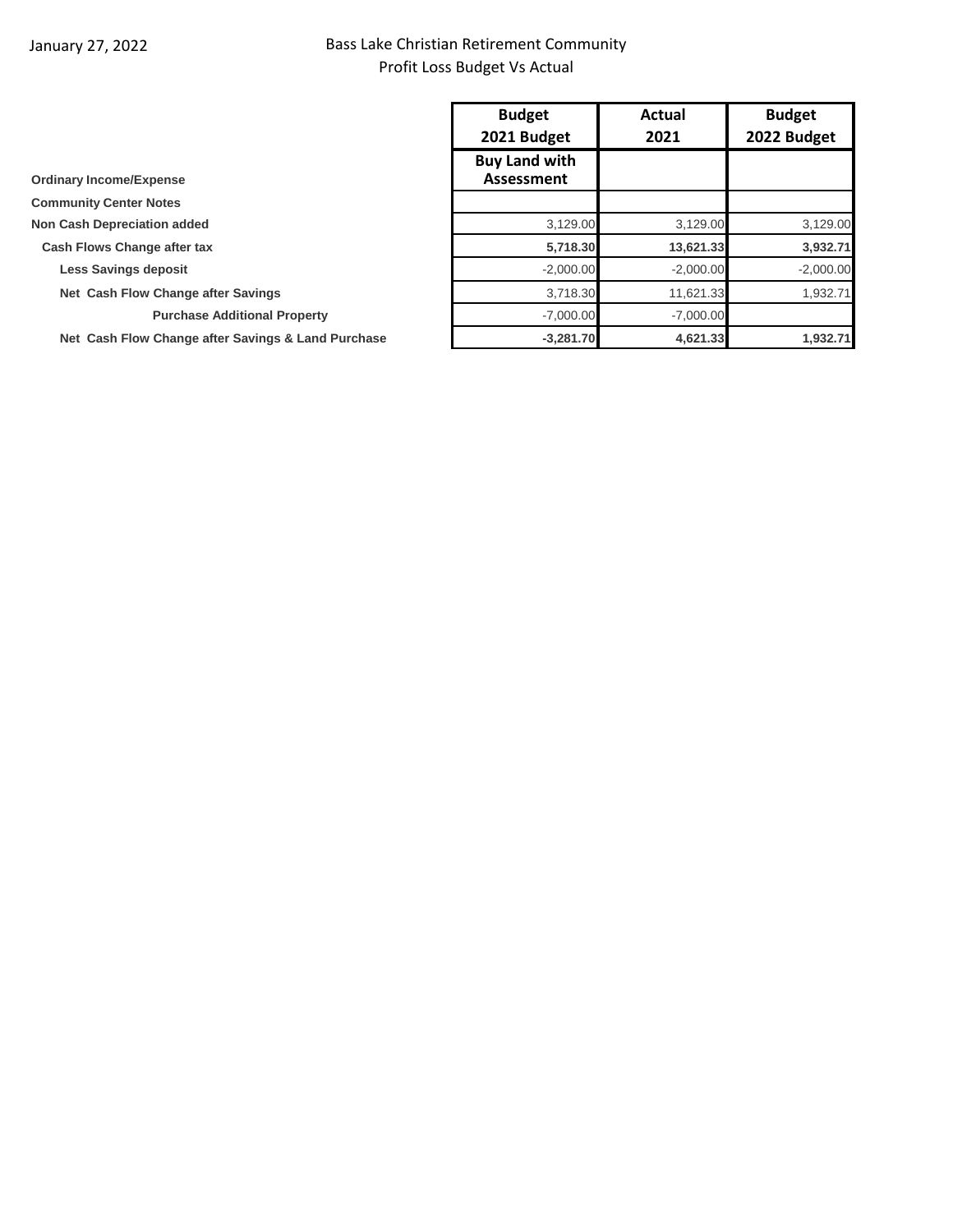January 27, 2022

Bass Lake Christian Retirement Community
Profit Loss Budget Vs Actual

| | Budget 2021 Budget | Actual 2021 | Budget 2022 Budget |
|---|---|---|---|
| **Ordinary Income/Expense** | **Buy Land with Assessment** | | |
| **Community Center Notes** | | | |
| **Non Cash Depreciation added** | 3,129.00 | 3,129.00 | 3,129.00 |
| **Cash Flows Change after tax** | **5,718.30** | **13,621.33** | **3,932.71** |
| **Less Savings deposit** | -2,000.00 | -2,000.00 | -2,000.00 |
| **Net Cash Flow Change after Savings** | 3,718.30 | 11,621.33 | 1,932.71 |
| **Purchase Additional Property** | -7,000.00 | -7,000.00 | |
| **Net Cash Flow Change after Savings & Land Purchase** | **-3,281.70** | **4,621.33** | **1,932.71** |